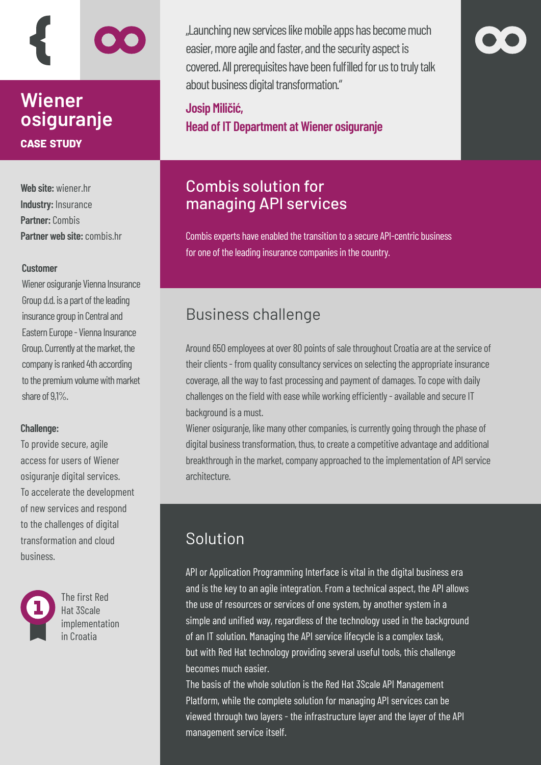# Wiener osiguranje

**CASE STUDY**

„Launching new services like mobile apps has become much easier, more agile and faster, and the security aspect is covered. All prerequisites have been fulfilled for us to truly talk about business digital transformation."

**Josip Miličić,**
**Head of IT Department at Wiener osiguranje**

**Web site:** wiener.hr
**Industry:** Insurance
**Partner:** Combis
**Partner web site:** combis.hr

**Customer**

Wiener osiguranje Vienna Insurance Group d.d. is a part of the leading insurance group in Central and Eastern Europe - Vienna Insurance Group. Currently at the market, the company is ranked 4th according to the premium volume with market share of 9,1%.

**Challenge:**

To provide secure, agile access for users of Wiener osiguranje digital services. To accelerate the development of new services and respond to the challenges of digital transformation and cloud business.

The first Red Hat 3Scale implementation in Croatia

## Combis solution for managing API services

Combis experts have enabled the transition to a secure API-centric business for one of the leading insurance companies in the country.

## Business challenge

Around 650 employees at over 80 points of sale throughout Croatia are at the service of their clients - from quality consultancy services on selecting the appropriate insurance coverage, all the way to fast processing and payment of damages. To cope with daily challenges on the field with ease while working efficiently - available and secure IT background is a must.

Wiener osiguranje, like many other companies, is currently going through the phase of digital business transformation, thus, to create a competitive advantage and additional breakthrough in the market, company approached to the implementation of API service architecture.

## Solution

API or Application Programming Interface is vital in the digital business era and is the key to an agile integration. From a technical aspect, the API allows the use of resources or services of one system, by another system in a simple and unified way, regardless of the technology used in the background of an IT solution. Managing the API service lifecycle is a complex task, but with Red Hat technology providing several useful tools, this challenge becomes much easier.

The basis of the whole solution is the Red Hat 3Scale API Management Platform, while the complete solution for managing API services can be viewed through two layers - the infrastructure layer and the layer of the API management service itself.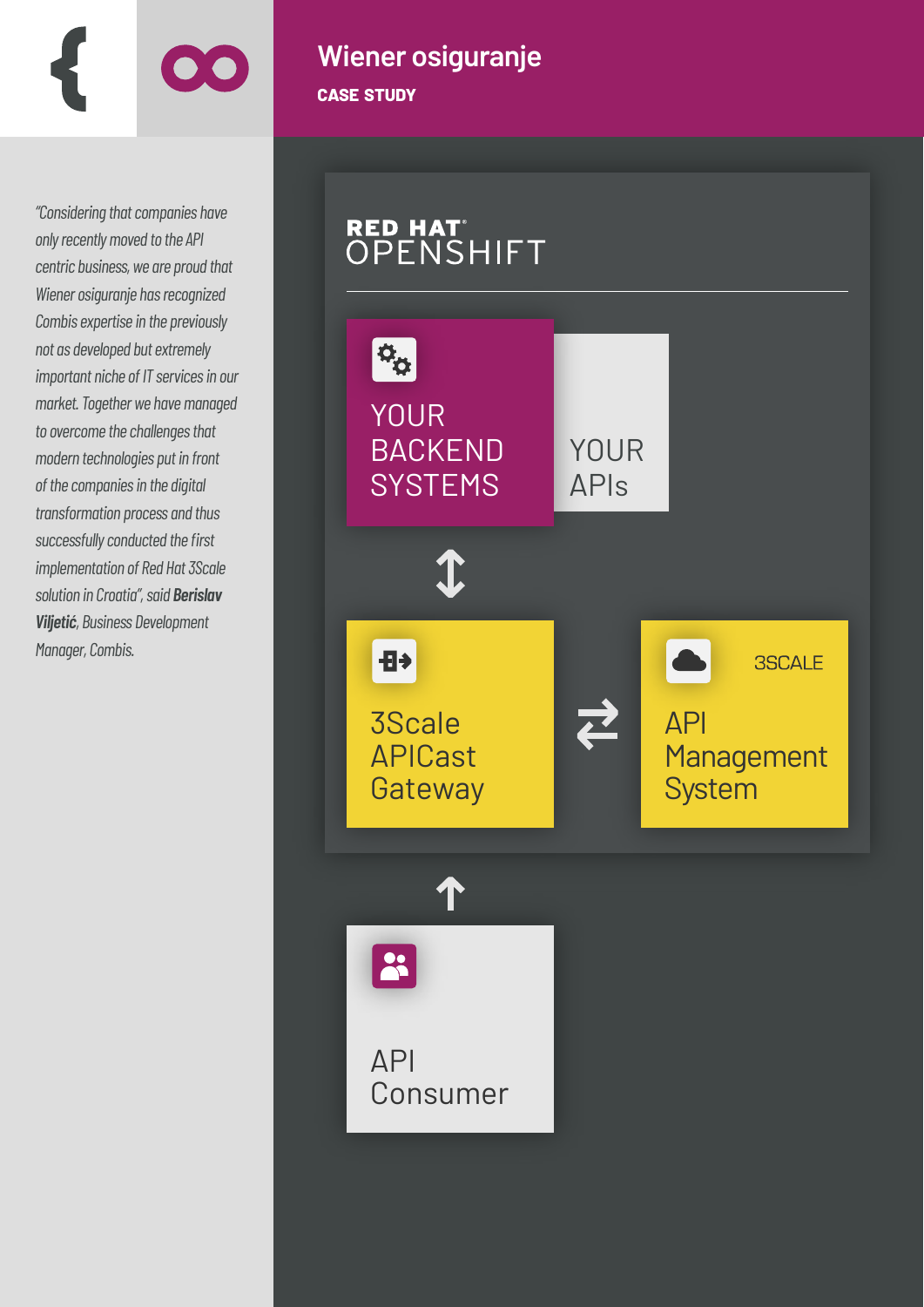# Wiener osiguranje

**CASE STUDY**

*"Considering that companies have only recently moved to the API centric business, we are proud that Wiener osiguranje has recognized Combis expertise in the previously not as developed but extremely important niche of IT services in our market. Together we have managed to overcome the challenges that modern technologies put in front of the companies in the digital transformation process and thus successfully conducted the first implementation of Red Hat 3Scale solution in Croatia", said* ***Berislav Viljetić****, Business Development Manager, Combis.*

RED HAT® OPENSHIFT

YOUR BACKEND SYSTEMS

YOUR APIs

3Scale APICast Gateway

3SCALE

API Management System

API Consumer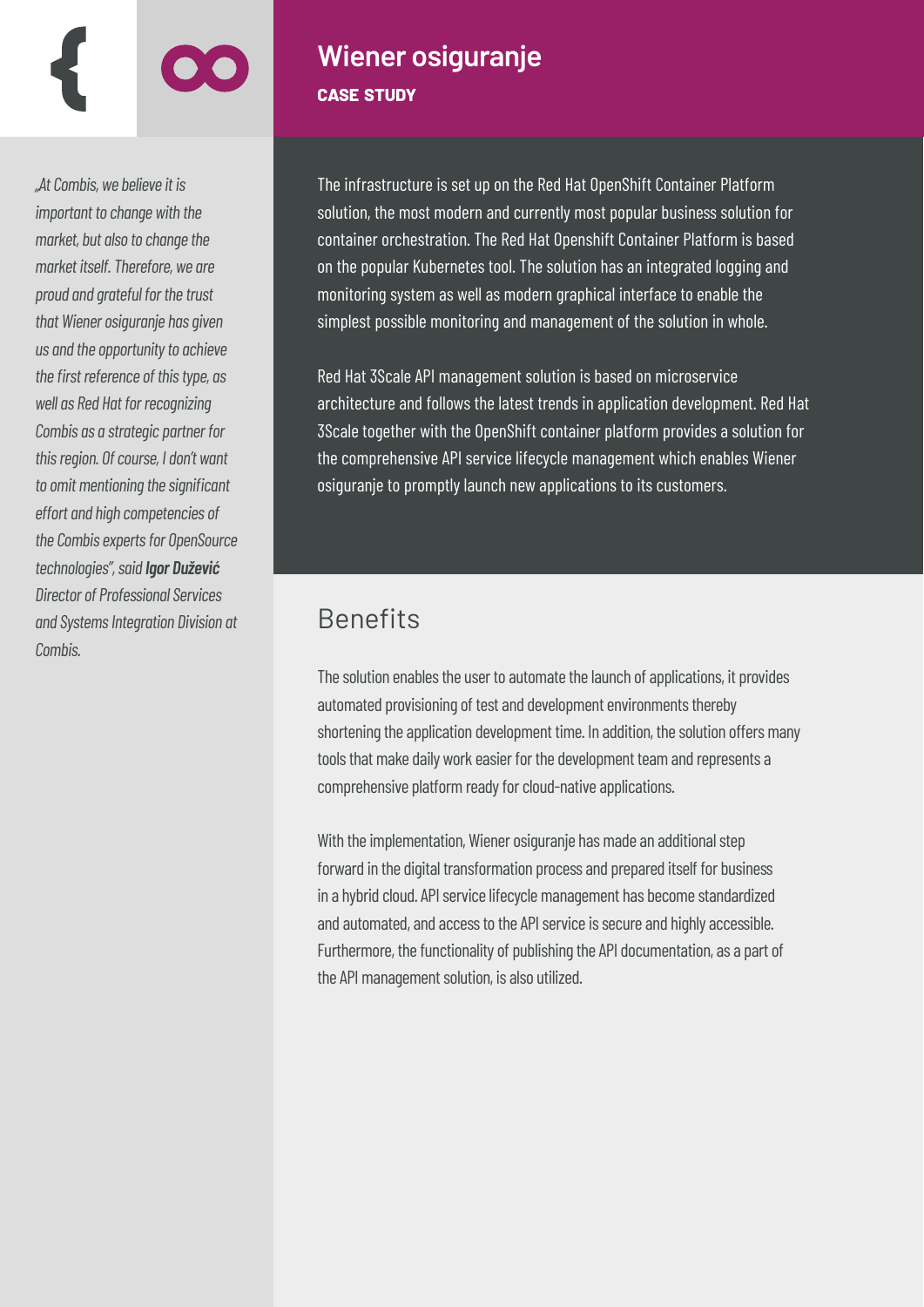# Wiener osiguranje

**CASE STUDY**

*„At Combis, we believe it is important to change with the market, but also to change the market itself. Therefore, we are proud and grateful for the trust that Wiener osiguranje has given us and the opportunity to achieve the first reference of this type, as well as Red Hat for recognizing Combis as a strategic partner for this region. Of course, I don't want to omit mentioning the significant effort and high competencies of the Combis experts for OpenSource technologies", said* ***Igor Dužević*** *Director of Professional Services and Systems Integration Division at Combis.*

The infrastructure is set up on the Red Hat OpenShift Container Platform solution, the most modern and currently most popular business solution for container orchestration. The Red Hat Openshift Container Platform is based on the popular Kubernetes tool. The solution has an integrated logging and monitoring system as well as modern graphical interface to enable the simplest possible monitoring and management of the solution in whole.

Red Hat 3Scale API management solution is based on microservice architecture and follows the latest trends in application development. Red Hat 3Scale together with the OpenShift container platform provides a solution for the comprehensive API service lifecycle management which enables Wiener osiguranje to promptly launch new applications to its customers.

## Benefits

The solution enables the user to automate the launch of applications, it provides automated provisioning of test and development environments thereby shortening the application development time. In addition, the solution offers many tools that make daily work easier for the development team and represents a comprehensive platform ready for cloud-native applications.

With the implementation, Wiener osiguranje has made an additional step forward in the digital transformation process and prepared itself for business in a hybrid cloud. API service lifecycle management has become standardized and automated, and access to the API service is secure and highly accessible. Furthermore, the functionality of publishing the API documentation, as a part of the API management solution, is also utilized.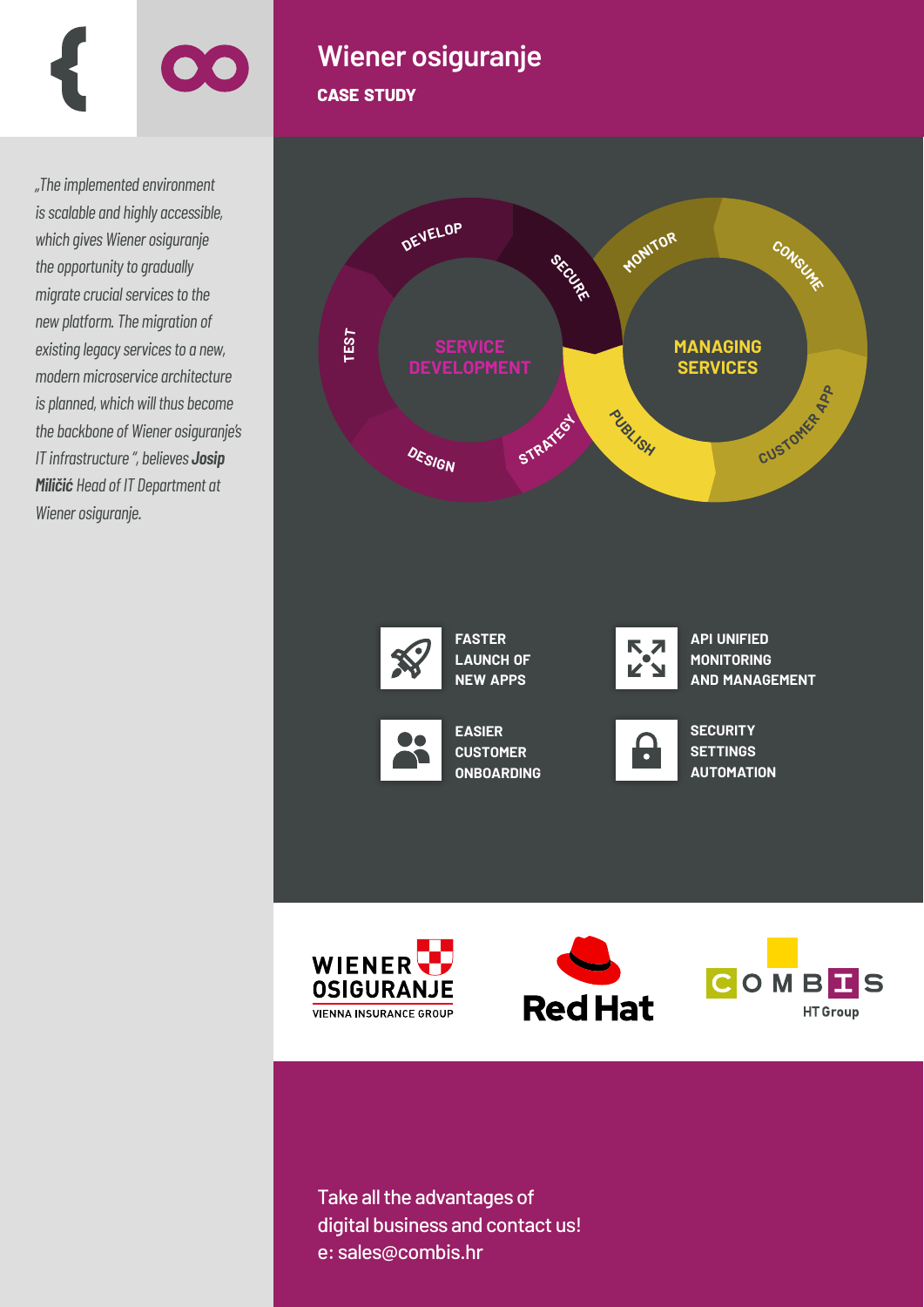# Wiener osiguranje

**CASE STUDY**

*„The implemented environment is scalable and highly accessible, which gives Wiener osiguranje the opportunity to gradually migrate crucial services to the new platform. The migration of existing legacy services to a new, modern microservice architecture is planned, which will thus become the backbone of Wiener osiguranje's IT infrastructure", believes **Josip Miličić** Head of IT Department at Wiener osiguranje.*

SERVICE DEVELOPMENT

DEVELOP

SECURE

TEST

DESIGN

STRATEGY

MANAGING SERVICES

MONITOR

CONSUME

PUBLISH

CUSTOMER APP

**FASTER LAUNCH OF NEW APPS**

**API UNIFIED MONITORING AND MANAGEMENT**

**EASIER CUSTOMER ONBOARDING**

**SECURITY SETTINGS AUTOMATION**

WIENER OSIGURANJE
VIENNA INSURANCE GROUP

Red Hat

COMBIS
HT Group

Take all the advantages of digital business and contact us!
e: sales@combis.hr